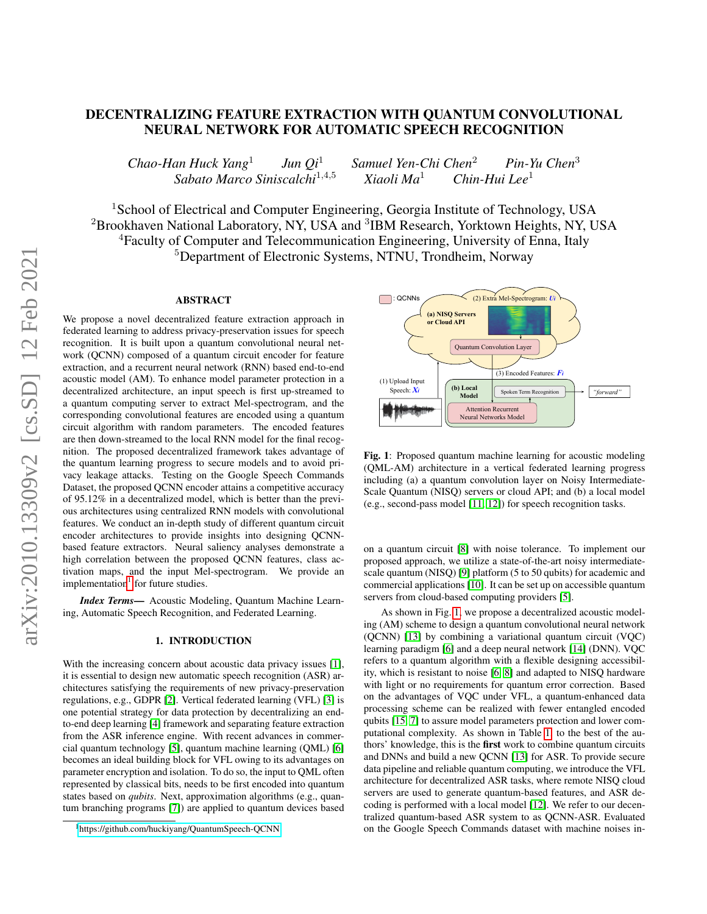# DECENTRALIZING FEATURE EXTRACTION WITH QUANTUM CONVOLUTIONAL NEURAL NETWORK FOR AUTOMATIC SPEECH RECOGNITION

*Chao-Han Huck Yang*[1] *Jun Qi*[1] *Samuel Yen-Chi Chen*[2] *Pin-Yu Chen*[3]
*Sabato Marco Siniscalchi*[1,4,5] *Xiaoli Ma*[1] *Chin-Hui Lee*[1]

[1]School of Electrical and Computer Engineering, Georgia Institute of Technology, USA
[2]Brookhaven National Laboratory, NY, USA and [3]IBM Research, Yorktown Heights, NY, USA
[4]Faculty of Computer and Telecommunication Engineering, University of Enna, Italy
[5]Department of Electronic Systems, NTNU, Trondheim, Norway

## ABSTRACT

We propose a novel decentralized feature extraction approach in federated learning to address privacy-preservation issues for speech recognition. It is built upon a quantum convolutional neural network (QCNN) composed of a quantum circuit encoder for feature extraction, and a recurrent neural network (RNN) based end-to-end acoustic model (AM). To enhance model parameter protection in a decentralized architecture, an input speech is first up-streamed to a quantum computing server to extract Mel-spectrogram, and the corresponding convolutional features are encoded using a quantum circuit algorithm with random parameters. The encoded features are then down-streamed to the local RNN model for the final recognition. The proposed decentralized framework takes advantage of the quantum learning progress to secure models and to avoid privacy leakage attacks. Testing on the Google Speech Commands Dataset, the proposed QCNN encoder attains a competitive accuracy of 95.12% in a decentralized model, which is better than the previous architectures using centralized RNN models with convolutional features. We conduct an in-depth study of different quantum circuit encoder architectures to provide insights into designing QCNN-based feature extractors. Neural saliency analyses demonstrate a high correlation between the proposed QCNN features, class activation maps, and the input Mel-spectrogram. We provide an implementation[1] for future studies.

***Index Terms*—** Acoustic Modeling, Quantum Machine Learning, Automatic Speech Recognition, and Federated Learning.

## 1. INTRODUCTION

With the increasing concern about acoustic data privacy issues [1], it is essential to design new automatic speech recognition (ASR) architectures satisfying the requirements of new privacy-preservation regulations, e.g., GDPR [2]. Vertical federated learning (VFL) [3] is one potential strategy for data protection by decentralizing an end-to-end deep learning [4] framework and separating feature extraction from the ASR inference engine. With recent advances in commercial quantum technology [5], quantum machine learning (QML) [6] becomes an ideal building block for VFL owing to its advantages on parameter encryption and isolation. To do so, the input to QML often represented by classical bits, needs to be first encoded into quantum states based on *qubits*. Next, approximation algorithms (e.g., quantum branching programs [7]) are applied to quantum devices based on a quantum circuit [8] with noise tolerance. To implement our proposed approach, we utilize a state-of-the-art noisy intermediate-scale quantum (NISQ) [9] platform (5 to 50 qubits) for academic and commercial applications [10]. It can be set up on accessible quantum servers from cloud-based computing providers [5].

**Fig. 1**: Proposed quantum machine learning for acoustic modeling (QML-AM) architecture in a vertical federated learning progress including (a) a quantum convolution layer on Noisy Intermediate-Scale Quantum (NISQ) servers or cloud API; and (b) a local model (e.g., second-pass model [11, 12]) for speech recognition tasks.

As shown in Fig. 1, we propose a decentralized acoustic modeling (AM) scheme to design a quantum convolutional neural network (QCNN) [13] by combining a variational quantum circuit (VQC) learning paradigm [6] and a deep neural network [14] (DNN). VQC refers to a quantum algorithm with a flexible designing accessibility, which is resistant to noise [6, 8] and adapted to NISQ hardware with light or no requirements for quantum error correction. Based on the advantages of VQC under VFL, a quantum-enhanced data processing scheme can be realized with fewer entangled encoded qubits [15, 7] to assure model parameters protection and lower computational complexity. As shown in Table 1, to the best of the authors' knowledge, this is the **first** work to combine quantum circuits and DNNs and build a new QCNN [13] for ASR. To provide secure data pipeline and reliable quantum computing, we introduce the VFL architecture for decentralized ASR tasks, where remote NISQ cloud servers are used to generate quantum-based features, and ASR decoding is performed with a local model [12]. We refer to our decentralized quantum-based ASR system to as QCNN-ASR. Evaluated on the Google Speech Commands dataset with machine noises in-

[1]https://github.com/huckiyang/QuantumSpeech-QCNN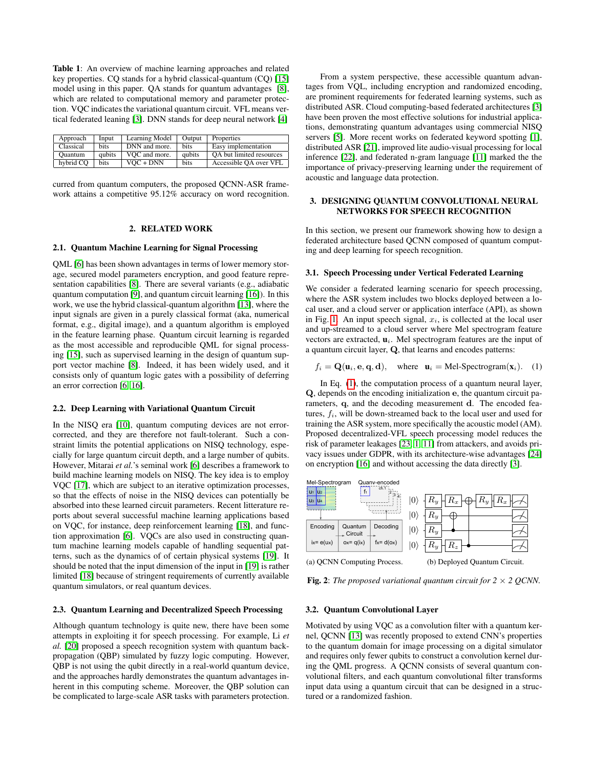**Table 1**: An overview of machine learning approaches and related key properties. CQ stands for a hybrid classical-quantum (CQ) [15] model using in this paper. QA stands for quantum advantages [8], which are related to computational memory and parameter protection. VQC indicates the variational quantum circuit. VFL means vertical federated leaning [3]. DNN stands for deep neural network [4]

| Approach | Input | Learning Model | Output | Properties |
|---|---|---|---|---|
| Classical | bits | DNN and more. | bits | Easy implementation |
| Quantum | qubits | VQC and more. | qubits | QA but limited resources |
| hybrid CQ | bits | VQC + DNN | bits | Accessible QA over VFL |

curred from quantum computers, the proposed QCNN-ASR framework attains a competitive 95.12% accuracy on word recognition.

## 2. RELATED WORK

### 2.1. Quantum Machine Learning for Signal Processing

QML [6] has been shown advantages in terms of lower memory storage, secured model parameters encryption, and good feature representation capabilities [8]. There are several variants (e.g., adiabatic quantum computation [9], and quantum circuit learning [16]). In this work, we use the hybrid classical-quantum algorithm [13], where the input signals are given in a purely classical format (aka, numerical format, e.g., digital image), and a quantum algorithm is employed in the feature learning phase. Quantum circuit learning is regarded as the most accessible and reproducible QML for signal processing [15], such as supervised learning in the design of quantum support vector machine [8]. Indeed, it has been widely used, and it consists only of quantum logic gates with a possibility of deferring an error correction [6, 16].

### 2.2. Deep Learning with Variational Quantum Circuit

In the NISQ era [10], quantum computing devices are not error-corrected, and they are therefore not fault-tolerant. Such a constraint limits the potential applications on NISQ technology, especially for large quantum circuit depth, and a large number of qubits. However, Mitarai *et al.*'s seminal work [6] describes a framework to build machine learning models on NISQ. The key idea is to employ VQC [17], which are subject to an iterative optimization processes, so that the effects of noise in the NISQ devices can potentially be absorbed into these learned circuit parameters. Recent litterature reports about several successful machine learning applications based on VQC, for instance, deep reinforcement learning [18], and function approximation [6]. VQCs are also used in constructing quantum machine learning models capable of handling sequential patterns, such as the dynamics of of certain physical systems [19]. It should be noted that the input dimension of the input in [19] is rather limited [18] because of stringent requirements of currently available quantum simulators, or real quantum devices.

### 2.3. Quantum Learning and Decentralized Speech Processing

Although quantum technology is quite new, there have been some attempts in exploiting it for speech processing. For example, Li *et al.* [20] proposed a speech recognition system with quantum backpropagation (QBP) simulated by fuzzy logic computing. However, QBP is not using the qubit directly in a real-world quantum device, and the approaches hardly demonstrates the quantum advantages inherent in this computing scheme. Moreover, the QBP solution can be complicated to large-scale ASR tasks with parameters protection.

From a system perspective, these accessible quantum advantages from VQL, including encryption and randomized encoding, are prominent requirements for federated learning systems, such as distributed ASR. Cloud computing-based federated architectures [3] have been proven the most effective solutions for industrial applications, demonstrating quantum advantages using commercial NISQ servers [5]. More recent works on federated keyword spotting [1], distributed ASR [21], improved lite audio-visual processing for local inference [22], and federated n-gram language [11] marked the the importance of privacy-preserving learning under the requirement of acoustic and language data protection.

## 3. DESIGNING QUANTUM CONVOLUTIONAL NEURAL NETWORKS FOR SPEECH RECOGNITION

In this section, we present our framework showing how to design a federated architecture based QCNN composed of quantum computing and deep learning for speech recognition.

### 3.1. Speech Processing under Vertical Federated Learning

We consider a federated learning scenario for speech processing, where the ASR system includes two blocks deployed between a local user, and a cloud server or application interface (API), as shown in Fig. 1. An input speech signal, $x_i$, is collected at the local user and up-streamed to a cloud server where Mel spectrogram feature vectors are extracted, $\mathbf{u}_i$. Mel spectrogram features are the input of a quantum circuit layer, $\mathbf{Q}$, that learns and encodes patterns:

$$f_i = \mathbf{Q}(\mathbf{u}_i, \mathbf{e}, \mathbf{q}, \mathbf{d}), \quad \text{where} \quad \mathbf{u}_i = \text{Mel-Spectrogram}(\mathbf{x}_i). \quad (1)$$

In Eq. (1), the computation process of a quantum neural layer, $\mathbf{Q}$, depends on the encoding initialization $\mathbf{e}$, the quantum circuit parameters, $\mathbf{q}$, and the decoding measurement $\mathbf{d}$. The encoded features, $f_i$, will be down-streamed back to the local user and used for training the ASR system, more specifically the acoustic model (AM). Proposed decentralized-VFL speech processing model reduces the risk of parameter leakages [23, 1, 11] from attackers, and avoids privacy issues under GDPR, with its architecture-wise advantages [24] on encryption [16] and without accessing the data directly [3].

(a) QCNN Computing Process. (b) Deployed Quantum Circuit.

**Fig. 2**: *The proposed variational quantum circuit for 2 × 2 QCNN.*

### 3.2. Quantum Convolutional Layer

Motivated by using VQC as a convolution filter with a quantum kernel, QCNN [13] was recently proposed to extend CNN's properties to the quantum domain for image processing on a digital simulator and requires only fewer qubits to construct a convolution kernel during the QML progress. A QCNN consists of several quantum convolutional filters, and each quantum convolutional filter transforms input data using a quantum circuit that can be designed in a structured or a randomized fashion.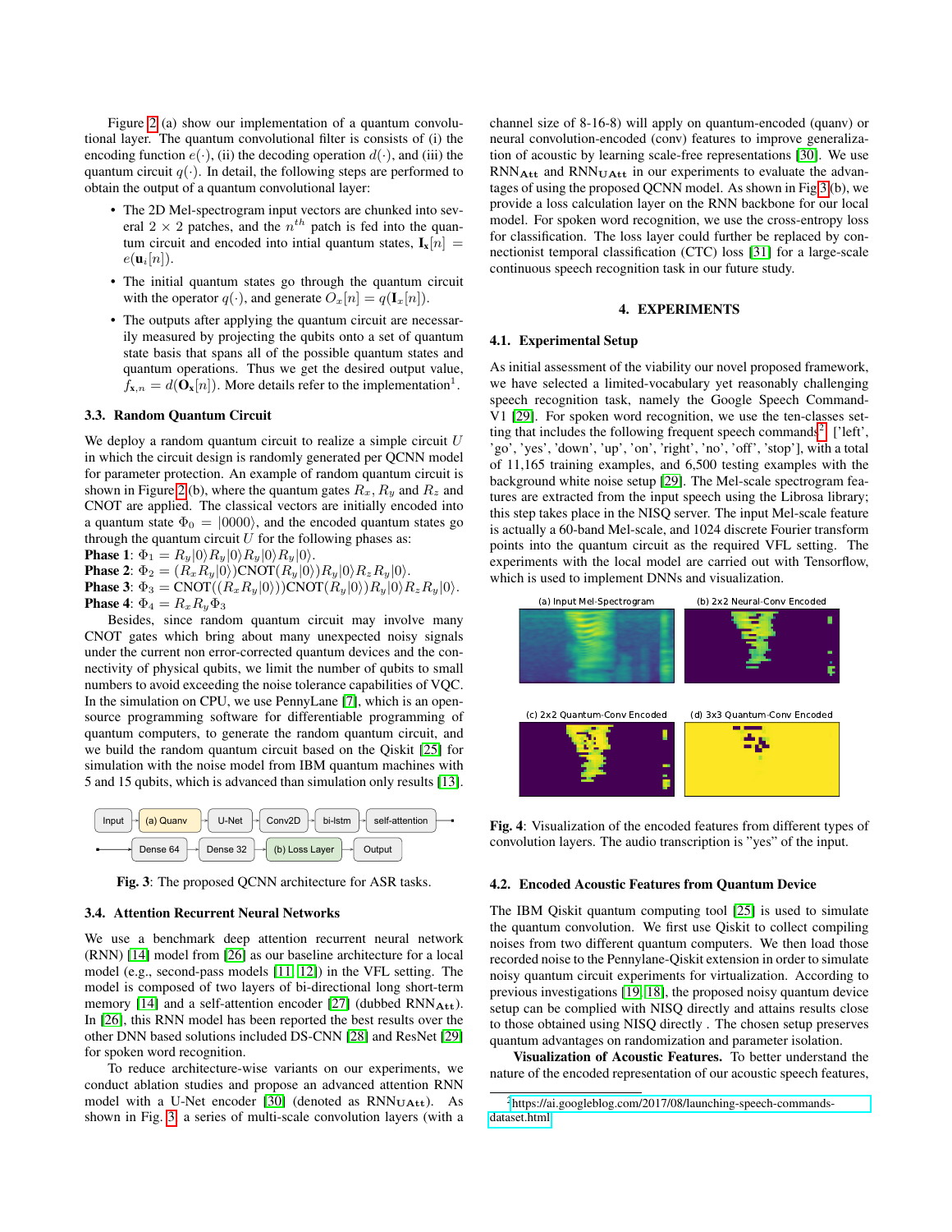Figure 2 (a) show our implementation of a quantum convolutional layer. The quantum convolutional filter is consists of (i) the encoding function $e(\cdot)$, (ii) the decoding operation $d(\cdot)$, and (iii) the quantum circuit $q(\cdot)$. In detail, the following steps are performed to obtain the output of a quantum convolutional layer:

- The 2D Mel-spectrogram input vectors are chunked into several $2 \times 2$ patches, and the $n^{th}$ patch is fed into the quantum circuit and encoded into intial quantum states, $\mathbf{I_x}[n] = e(\mathbf{u}_i[n])$.
- The initial quantum states go through the quantum circuit with the operator $q(\cdot)$, and generate $O_x[n] = q(\mathbf{I}_x[n])$.
- The outputs after applying the quantum circuit are necessarily measured by projecting the qubits onto a set of quantum state basis that spans all of the possible quantum states and quantum operations. Thus we get the desired output value, $f_{\mathbf{x},n} = d(\mathbf{O_x}[n])$. More details refer to the implementation[1].

### 3.3. Random Quantum Circuit

We deploy a random quantum circuit to realize a simple circuit $U$ in which the circuit design is randomly generated per QCNN model for parameter protection. An example of random quantum circuit is shown in Figure 2 (b), where the quantum gates $R_x$, $R_y$ and $R_z$ and CNOT are applied. The classical vectors are initially encoded into a quantum state $\Phi_0 = |0000\rangle$, and the encoded quantum states go through the quantum circuit $U$ for the following phases as:

**Phase 1**: $\Phi_1 = R_y|0\rangle R_y|0\rangle R_y|0\rangle R_y|0\rangle$.
**Phase 2**: $\Phi_2 = (R_x R_y|0\rangle)\text{CNOT}(R_y|0\rangle)R_y|0\rangle R_z R_y|0\rangle$.
**Phase 3**: $\Phi_3 = \text{CNOT}((R_x R_y|0\rangle))\text{CNOT}(R_y|0\rangle)R_y|0\rangle R_z R_y|0\rangle$.
**Phase 4**: $\Phi_4 = R_x R_y \Phi_3$

Besides, since random quantum circuit may involve many CNOT gates which bring about many unexpected noisy signals under the current non error-corrected quantum devices and the connectivity of physical qubits, we limit the number of qubits to small numbers to avoid exceeding the noise tolerance capabilities of VQC. In the simulation on CPU, we use PennyLane [7], which is an open-source programming software for differentiable programming of quantum computers, to generate the random quantum circuit, and we build the random quantum circuit based on the Qiskit [25] for simulation with the noise model from IBM quantum machines with 5 and 15 qubits, which is advanced than simulation only results [13].

Input → (a) Quanv → U-Net → Conv2D → bi-lstm → self-attention → Dense 64 → Dense 32 → (b) Loss Layer → Output

**Fig. 3**: The proposed QCNN architecture for ASR tasks.

### 3.4. Attention Recurrent Neural Networks

We use a benchmark deep attention recurrent neural network (RNN) [14] model from [26] as our baseline architecture for a local model (e.g., second-pass models [11, 12]) in the VFL setting. The model is composed of two layers of bi-directional long short-term memory [14] and a self-attention encoder [27] (dubbed $\text{RNN}_{\textbf{Att}}$). In [26], this RNN model has been reported the best results over the other DNN based solutions included DS-CNN [28] and ResNet [29] for spoken word recognition.

To reduce architecture-wise variants on our experiments, we conduct ablation studies and propose an advanced attention RNN model with a U-Net encoder [30] (denoted as $\text{RNN}_{\textbf{UAtt}}$). As shown in Fig. 3, a series of multi-scale convolution layers (with a channel size of 8-16-8) will apply on quantum-encoded (quanv) or neural convolution-encoded (conv) features to improve generalization of acoustic by learning scale-free representations [30]. We use $\text{RNN}_{\textbf{Att}}$ and $\text{RNN}_{\textbf{UAtt}}$ in our experiments to evaluate the advantages of using the proposed QCNN model. As shown in Fig 3 (b), we provide a loss calculation layer on the RNN backbone for our local model. For spoken word recognition, we use the cross-entropy loss for classification. The loss layer could further be replaced by connectionist temporal classification (CTC) loss [31] for a large-scale continuous speech recognition task in our future study.

## 4. EXPERIMENTS

### 4.1. Experimental Setup

As initial assessment of the viability our novel proposed framework, we have selected a limited-vocabulary yet reasonably challenging speech recognition task, namely the Google Speech Command-V1 [29]. For spoken word recognition, we use the ten-classes setting that includes the following frequent speech commands[2]: ['left', 'go', 'yes', 'down', 'up', 'on', 'right', 'no', 'off', 'stop'], with a total of 11,165 training examples, and 6,500 testing examples with the background white noise setup [29]. The Mel-scale spectrogram features are extracted from the input speech using the Librosa library; this step takes place in the NISQ server. The input Mel-scale feature is actually a 60-band Mel-scale, and 1024 discrete Fourier transform points into the quantum circuit as the required VFL setting. The experiments with the local model are carried out with Tensorflow, which is used to implement DNNs and visualization.

(a) Input Mel-Spectrogram (b) 2x2 Neural-Conv Encoded (c) 2x2 Quantum-Conv Encoded (d) 3x3 Quantum-Conv Encoded

**Fig. 4**: Visualization of the encoded features from different types of convolution layers. The audio transcription is "yes" of the input.

### 4.2. Encoded Acoustic Features from Quantum Device

The IBM Qiskit quantum computing tool [25] is used to simulate the quantum convolution. We first use Qiskit to collect compiling noises from two different quantum computers. We then load those recorded noise to the Pennylane-Qiskit extension in order to simulate noisy quantum circuit experiments for virtualization. According to previous investigations [19, 18], the proposed noisy quantum device setup can be complied with NISQ directly and attains results close to those obtained using NISQ directly . The chosen setup preserves quantum advantages on randomization and parameter isolation.

**Visualization of Acoustic Features.** To better understand the nature of the encoded representation of our acoustic speech features,

[2] https://ai.googleblog.com/2017/08/launching-speech-commands-dataset.html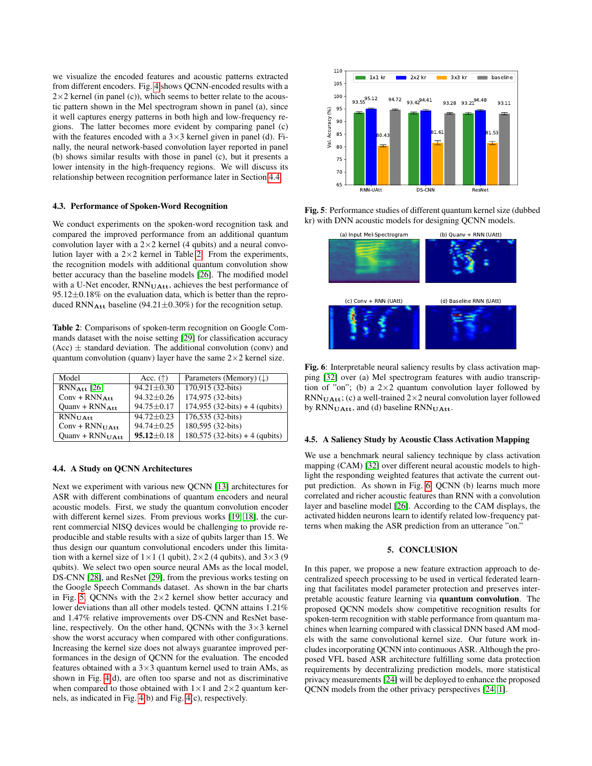we visualize the encoded features and acoustic patterns extracted from different encoders. Fig. 4 shows QCNN-encoded results with a 2×2 kernel (in panel (c)), which seems to better relate to the acoustic pattern shown in the Mel spectrogram shown in panel (a), since it well captures energy patterns in both high and low-frequency regions. The latter becomes more evident by comparing panel (c) with the features encoded with a 3×3 kernel given in panel (d). Finally, the neural network-based convolution layer reported in panel (b) shows similar results with those in panel (c), but it presents a lower intensity in the high-frequency regions. We will discuss its relationship between recognition performance later in Section 4.4.

### 4.3. Performance of Spoken-Word Recognition

We conduct experiments on the spoken-word recognition task and compared the improved performance from an additional quantum convolution layer with a 2×2 kernel (4 qubits) and a neural convolution layer with a 2×2 kernel in Table 2. From the experiments, the recognition models with additional quantum convolution show better accuracy than the baseline models [26]. The modified model with a U-Net encoder, $\text{RNN}_{\text{UAtt}}$, achieves the best performance of 95.12±0.18% on the evaluation data, which is better than the reproduced $\text{RNN}_{\text{Att}}$ baseline (94.21±0.30%) for the recognition setup.

**Table 2**: Comparisons of spoken-term recognition on Google Commands dataset with the noise setting [29] for classification accuracy (Acc) ± standard deviation. The additional convolution (conv) and quantum convolution (quanv) layer have the same 2×2 kernel size.

| Model | Acc. (↑) | Parameters (Memory) (↓) |
|---|---|---|
| $\text{RNN}_{\text{Att}}$ [26] | 94.21±0.30 | 170,915 (32-bits) |
| Conv + $\text{RNN}_{\text{Att}}$ | 94.32±0.26 | 174,975 (32-bits) |
| Quanv + $\text{RNN}_{\text{Att}}$ | 94.75±0.17 | 174,955 (32-bits) + 4 (qubits) |
| $\text{RNN}_{\text{UAtt}}$ | 94.72±0.23 | 176,535 (32-bits) |
| Conv + $\text{RNN}_{\text{UAtt}}$ | 94.74±0.25 | 180,595 (32-bits) |
| Quanv + $\text{RNN}_{\text{UAtt}}$ | **95.12**±0.18 | 180,575 (32-bits) + 4 (qubits) |

### 4.4. A Study on QCNN Architectures

Next we experiment with various new QCNN [13] architectures for ASR with different combinations of quantum encoders and neural acoustic models. First, we study the quantum convolution encoder with different kernel sizes. From previous works [19, 18], the current commercial NISQ devices would be challenging to provide reproducible and stable results with a size of qubits larger than 15. We thus design our quantum convolutional encoders under this limitation with a kernel size of 1×1 (1 qubit), 2×2 (4 qubits), and 3×3 (9 qubits). We select two open source neural AMs as the local model, DS-CNN [28], and ResNet [29], from the previous works testing on the Google Speech Commands dataset. As shown in the bar charts in Fig. 5, QCNNs with the 2×2 kernel show better accuracy and lower deviations than all other models tested. QCNN attains 1.21% and 1.47% relative improvements over DS-CNN and ResNet baseline, respectively. On the other hand, QCNNs with the 3×3 kernel show the worst accuracy when compared with other configurations. Increasing the kernel size does not always guarantee improved performances in the design of QCNN for the evaluation. The encoded features obtained with a 3×3 quantum kernel used to train AMs, as shown in Fig. 4(d), are often too sparse and not as discriminative when compared to those obtained with 1×1 and 2×2 quantum kernels, as indicated in Fig. 4(b) and Fig. 4(c), respectively.

**Fig. 5**: Performance studies of different quantum kernel size (dubbed kr) with DNN acoustic models for designing QCNN models.

**Fig. 6**: Interpretable neural saliency results by class activation mapping [32] over (a) Mel spectrogram features with audio transcription of "on"; (b) a 2×2 quantum convolution layer followed by $\text{RNN}_{\text{UAtt}}$; (c) a well-trained 2×2 neural convolution layer followed by $\text{RNN}_{\text{UAtt}}$, and (d) baseline $\text{RNN}_{\text{UAtt}}$.

### 4.5. A Saliency Study by Acoustic Class Activation Mapping

We use a benchmark neural saliency technique by class activation mapping (CAM) [32] over different neural acoustic models to highlight the responding weighted features that activate the current output prediction. As shown in Fig. 6, QCNN (b) learns much more correlated and richer acoustic features than RNN with a convolution layer and baseline model [26]. According to the CAM displays, the activated hidden neurons learn to identify related low-frequency patterns when making the ASR prediction from an utterance "on."

## 5. CONCLUSION

In this paper, we propose a new feature extraction approach to decentralized speech processing to be used in vertical federated learning that facilitates model parameter protection and preserves interpretable acoustic feature learning via **quantum convolution**. The proposed QCNN models show competitive recognition results for spoken-term recognition with stable performance from quantum machines when learning compared with classical DNN based AM models with the same convolutional kernel size. Our future work includes incorporating QCNN into continuous ASR. Although the proposed VFL based ASR architecture fulfilling some data protection requirements by decentralizing prediction models, more statistical privacy measurements [24] will be deployed to enhance the proposed QCNN models from the other privacy perspectives [24, 1].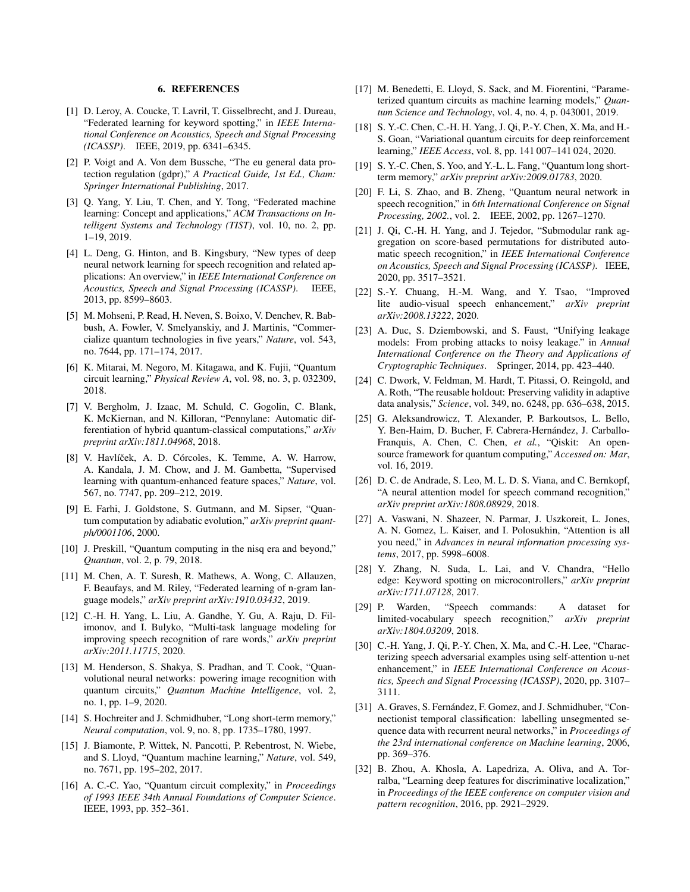## 6. REFERENCES

[1] D. Leroy, A. Coucke, T. Lavril, T. Gisselbrecht, and J. Dureau, "Federated learning for keyword spotting," in *IEEE International Conference on Acoustics, Speech and Signal Processing (ICASSP)*. IEEE, 2019, pp. 6341–6345.

[2] P. Voigt and A. Von dem Bussche, "The eu general data protection regulation (gdpr)," *A Practical Guide, 1st Ed., Cham: Springer International Publishing*, 2017.

[3] Q. Yang, Y. Liu, T. Chen, and Y. Tong, "Federated machine learning: Concept and applications," *ACM Transactions on Intelligent Systems and Technology (TIST)*, vol. 10, no. 2, pp. 1–19, 2019.

[4] L. Deng, G. Hinton, and B. Kingsbury, "New types of deep neural network learning for speech recognition and related applications: An overview," in *IEEE International Conference on Acoustics, Speech and Signal Processing (ICASSP)*. IEEE, 2013, pp. 8599–8603.

[5] M. Mohseni, P. Read, H. Neven, S. Boixo, V. Denchev, R. Babbush, A. Fowler, V. Smelyanskiy, and J. Martinis, "Commercialize quantum technologies in five years," *Nature*, vol. 543, no. 7644, pp. 171–174, 2017.

[6] K. Mitarai, M. Negoro, M. Kitagawa, and K. Fujii, "Quantum circuit learning," *Physical Review A*, vol. 98, no. 3, p. 032309, 2018.

[7] V. Bergholm, J. Izaac, M. Schuld, C. Gogolin, C. Blank, K. McKiernan, and N. Killoran, "Pennylane: Automatic differentiation of hybrid quantum-classical computations," *arXiv preprint arXiv:1811.04968*, 2018.

[8] V. Havlíček, A. D. Córcoles, K. Temme, A. W. Harrow, A. Kandala, J. M. Chow, and J. M. Gambetta, "Supervised learning with quantum-enhanced feature spaces," *Nature*, vol. 567, no. 7747, pp. 209–212, 2019.

[9] E. Farhi, J. Goldstone, S. Gutmann, and M. Sipser, "Quantum computation by adiabatic evolution," *arXiv preprint quant-ph/0001106*, 2000.

[10] J. Preskill, "Quantum computing in the nisq era and beyond," *Quantum*, vol. 2, p. 79, 2018.

[11] M. Chen, A. T. Suresh, R. Mathews, A. Wong, C. Allauzen, F. Beaufays, and M. Riley, "Federated learning of n-gram language models," *arXiv preprint arXiv:1910.03432*, 2019.

[12] C.-H. H. Yang, L. Liu, A. Gandhe, Y. Gu, A. Raju, D. Filimonov, and I. Bulyko, "Multi-task language modeling for improving speech recognition of rare words," *arXiv preprint arXiv:2011.11715*, 2020.

[13] M. Henderson, S. Shakya, S. Pradhan, and T. Cook, "Quanvolutional neural networks: powering image recognition with quantum circuits," *Quantum Machine Intelligence*, vol. 2, no. 1, pp. 1–9, 2020.

[14] S. Hochreiter and J. Schmidhuber, "Long short-term memory," *Neural computation*, vol. 9, no. 8, pp. 1735–1780, 1997.

[15] J. Biamonte, P. Wittek, N. Pancotti, P. Rebentrost, N. Wiebe, and S. Lloyd, "Quantum machine learning," *Nature*, vol. 549, no. 7671, pp. 195–202, 2017.

[16] A. C.-C. Yao, "Quantum circuit complexity," in *Proceedings of 1993 IEEE 34th Annual Foundations of Computer Science*. IEEE, 1993, pp. 352–361.

[17] M. Benedetti, E. Lloyd, S. Sack, and M. Fiorentini, "Parameterized quantum circuits as machine learning models," *Quantum Science and Technology*, vol. 4, no. 4, p. 043001, 2019.

[18] S. Y.-C. Chen, C.-H. H. Yang, J. Qi, P.-Y. Chen, X. Ma, and H.-S. Goan, "Variational quantum circuits for deep reinforcement learning," *IEEE Access*, vol. 8, pp. 141 007–141 024, 2020.

[19] S. Y.-C. Chen, S. Yoo, and Y.-L. L. Fang, "Quantum long short-term memory," *arXiv preprint arXiv:2009.01783*, 2020.

[20] F. Li, S. Zhao, and B. Zheng, "Quantum neural network in speech recognition," in *6th International Conference on Signal Processing, 2002.*, vol. 2. IEEE, 2002, pp. 1267–1270.

[21] J. Qi, C.-H. H. Yang, and J. Tejedor, "Submodular rank aggregation on score-based permutations for distributed automatic speech recognition," in *IEEE International Conference on Acoustics, Speech and Signal Processing (ICASSP)*. IEEE, 2020, pp. 3517–3521.

[22] S.-Y. Chuang, H.-M. Wang, and Y. Tsao, "Improved lite audio-visual speech enhancement," *arXiv preprint arXiv:2008.13222*, 2020.

[23] A. Duc, S. Dziembowski, and S. Faust, "Unifying leakage models: From probing attacks to noisy leakage." in *Annual International Conference on the Theory and Applications of Cryptographic Techniques*. Springer, 2014, pp. 423–440.

[24] C. Dwork, V. Feldman, M. Hardt, T. Pitassi, O. Reingold, and A. Roth, "The reusable holdout: Preserving validity in adaptive data analysis," *Science*, vol. 349, no. 6248, pp. 636–638, 2015.

[25] G. Aleksandrowicz, T. Alexander, P. Barkoutsos, L. Bello, Y. Ben-Haim, D. Bucher, F. Cabrera-Hernández, J. Carballo-Franquis, A. Chen, C. Chen, *et al.*, "Qiskit: An open-source framework for quantum computing," *Accessed on: Mar*, vol. 16, 2019.

[26] D. C. de Andrade, S. Leo, M. L. D. S. Viana, and C. Bernkopf, "A neural attention model for speech command recognition," *arXiv preprint arXiv:1808.08929*, 2018.

[27] A. Vaswani, N. Shazeer, N. Parmar, J. Uszkoreit, L. Jones, A. N. Gomez, L. Kaiser, and I. Polosukhin, "Attention is all you need," in *Advances in neural information processing systems*, 2017, pp. 5998–6008.

[28] Y. Zhang, N. Suda, L. Lai, and V. Chandra, "Hello edge: Keyword spotting on microcontrollers," *arXiv preprint arXiv:1711.07128*, 2017.

[29] P. Warden, "Speech commands: A dataset for limited-vocabulary speech recognition," *arXiv preprint arXiv:1804.03209*, 2018.

[30] C.-H. Yang, J. Qi, P.-Y. Chen, X. Ma, and C.-H. Lee, "Characterizing speech adversarial examples using self-attention u-net enhancement," in *IEEE International Conference on Acoustics, Speech and Signal Processing (ICASSP)*, 2020, pp. 3107–3111.

[31] A. Graves, S. Fernández, F. Gomez, and J. Schmidhuber, "Connectionist temporal classification: labelling unsegmented sequence data with recurrent neural networks," in *Proceedings of the 23rd international conference on Machine learning*, 2006, pp. 369–376.

[32] B. Zhou, A. Khosla, A. Lapedriza, A. Oliva, and A. Torralba, "Learning deep features for discriminative localization," in *Proceedings of the IEEE conference on computer vision and pattern recognition*, 2016, pp. 2921–2929.